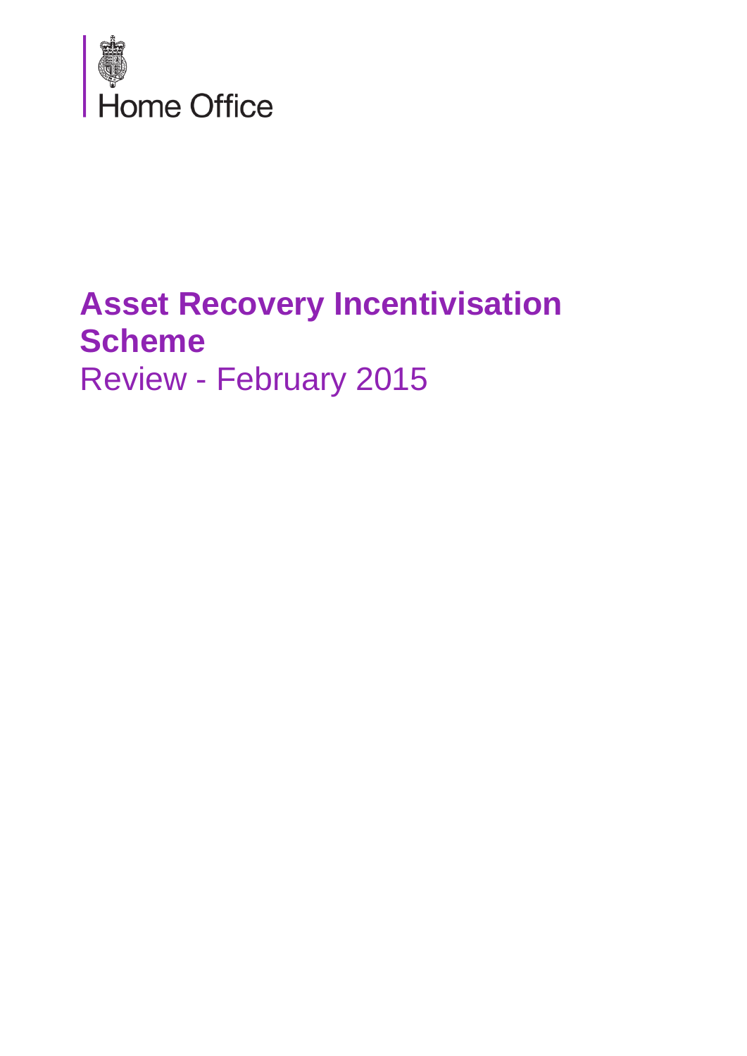Home Office

# Asset Recovery Incentivisation Scheme

Review - February 2015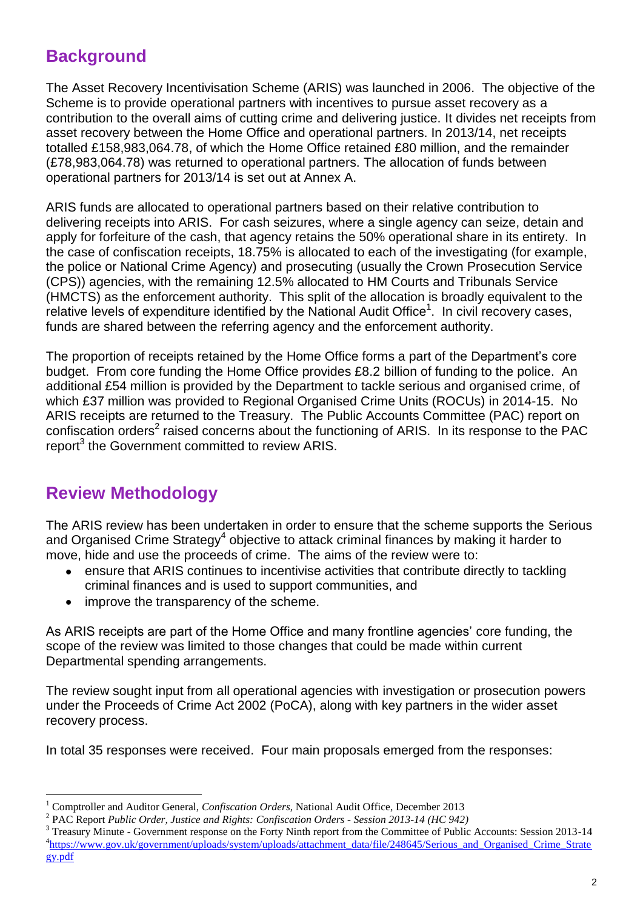## Background

The Asset Recovery Incentivisation Scheme (ARIS) was launched in 2006. The objective of the Scheme is to provide operational partners with incentives to pursue asset recovery as a contribution to the overall aims of cutting crime and delivering justice. It divides net receipts from asset recovery between the Home Office and operational partners. In 2013/14, net receipts totalled £158,983,064.78, of which the Home Office retained £80 million, and the remainder (£78,983,064.78) was returned to operational partners. The allocation of funds between operational partners for 2013/14 is set out at Annex A.

ARIS funds are allocated to operational partners based on their relative contribution to delivering receipts into ARIS. For cash seizures, where a single agency can seize, detain and apply for forfeiture of the cash, that agency retains the 50% operational share in its entirety. In the case of confiscation receipts, 18.75% is allocated to each of the investigating (for example, the police or National Crime Agency) and prosecuting (usually the Crown Prosecution Service (CPS)) agencies, with the remaining 12.5% allocated to HM Courts and Tribunals Service (HMCTS) as the enforcement authority. This split of the allocation is broadly equivalent to the relative levels of expenditure identified by the National Audit Office[1]. In civil recovery cases, funds are shared between the referring agency and the enforcement authority.

The proportion of receipts retained by the Home Office forms a part of the Department's core budget. From core funding the Home Office provides £8.2 billion of funding to the police. An additional £54 million is provided by the Department to tackle serious and organised crime, of which £37 million was provided to Regional Organised Crime Units (ROCUs) in 2014-15. No ARIS receipts are returned to the Treasury. The Public Accounts Committee (PAC) report on confiscation orders[2] raised concerns about the functioning of ARIS. In its response to the PAC report[3] the Government committed to review ARIS.

## Review Methodology

The ARIS review has been undertaken in order to ensure that the scheme supports the Serious and Organised Crime Strategy[4] objective to attack criminal finances by making it harder to move, hide and use the proceeds of crime. The aims of the review were to:

- ensure that ARIS continues to incentivise activities that contribute directly to tackling criminal finances and is used to support communities, and
- improve the transparency of the scheme.

As ARIS receipts are part of the Home Office and many frontline agencies' core funding, the scope of the review was limited to those changes that could be made within current Departmental spending arrangements.

The review sought input from all operational agencies with investigation or prosecution powers under the Proceeds of Crime Act 2002 (PoCA), along with key partners in the wider asset recovery process.

In total 35 responses were received. Four main proposals emerged from the responses:

---

[1] Comptroller and Auditor General, *Confiscation Orders*, National Audit Office, December 2013

[2] PAC Report *Public Order, Justice and Rights: Confiscation Orders - Session 2013-14 (HC 942)*

[3] Treasury Minute - Government response on the Forty Ninth report from the Committee of Public Accounts: Session 2013-14

[4] https://www.gov.uk/government/uploads/system/uploads/attachment_data/file/248645/Serious_and_Organised_Crime_Strategy.pdf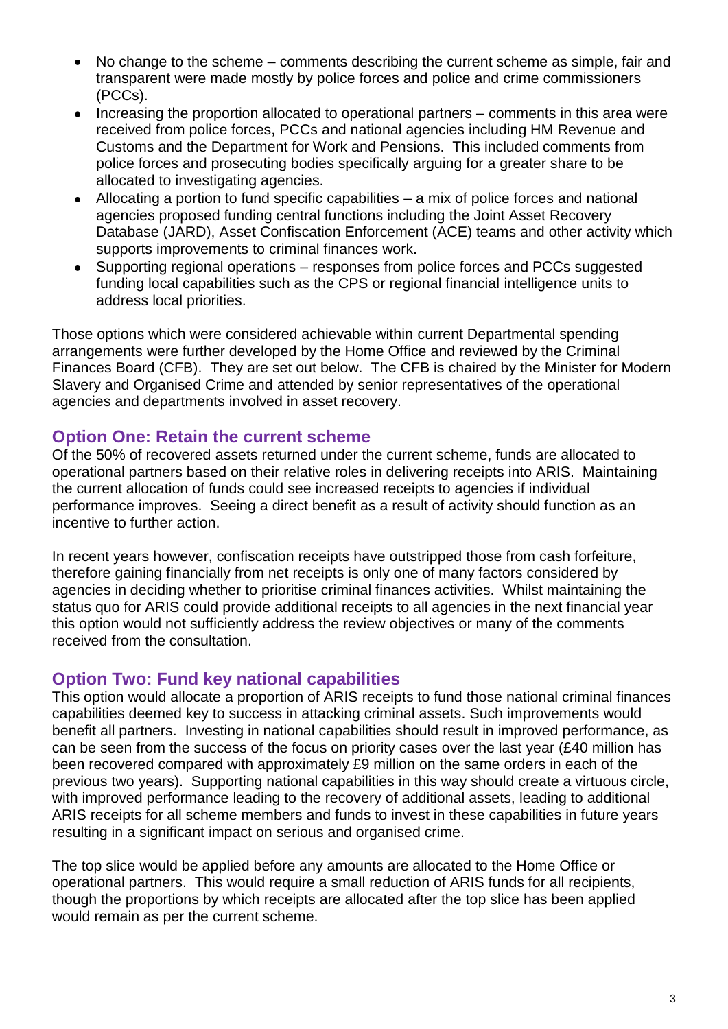- No change to the scheme – comments describing the current scheme as simple, fair and transparent were made mostly by police forces and police and crime commissioners (PCCs).
- Increasing the proportion allocated to operational partners – comments in this area were received from police forces, PCCs and national agencies including HM Revenue and Customs and the Department for Work and Pensions. This included comments from police forces and prosecuting bodies specifically arguing for a greater share to be allocated to investigating agencies.
- Allocating a portion to fund specific capabilities – a mix of police forces and national agencies proposed funding central functions including the Joint Asset Recovery Database (JARD), Asset Confiscation Enforcement (ACE) teams and other activity which supports improvements to criminal finances work.
- Supporting regional operations – responses from police forces and PCCs suggested funding local capabilities such as the CPS or regional financial intelligence units to address local priorities.

Those options which were considered achievable within current Departmental spending arrangements were further developed by the Home Office and reviewed by the Criminal Finances Board (CFB). They are set out below. The CFB is chaired by the Minister for Modern Slavery and Organised Crime and attended by senior representatives of the operational agencies and departments involved in asset recovery.

## Option One: Retain the current scheme

Of the 50% of recovered assets returned under the current scheme, funds are allocated to operational partners based on their relative roles in delivering receipts into ARIS. Maintaining the current allocation of funds could see increased receipts to agencies if individual performance improves. Seeing a direct benefit as a result of activity should function as an incentive to further action.

In recent years however, confiscation receipts have outstripped those from cash forfeiture, therefore gaining financially from net receipts is only one of many factors considered by agencies in deciding whether to prioritise criminal finances activities. Whilst maintaining the status quo for ARIS could provide additional receipts to all agencies in the next financial year this option would not sufficiently address the review objectives or many of the comments received from the consultation.

## Option Two: Fund key national capabilities

This option would allocate a proportion of ARIS receipts to fund those national criminal finances capabilities deemed key to success in attacking criminal assets. Such improvements would benefit all partners. Investing in national capabilities should result in improved performance, as can be seen from the success of the focus on priority cases over the last year (£40 million has been recovered compared with approximately £9 million on the same orders in each of the previous two years). Supporting national capabilities in this way should create a virtuous circle, with improved performance leading to the recovery of additional assets, leading to additional ARIS receipts for all scheme members and funds to invest in these capabilities in future years resulting in a significant impact on serious and organised crime.

The top slice would be applied before any amounts are allocated to the Home Office or operational partners. This would require a small reduction of ARIS funds for all recipients, though the proportions by which receipts are allocated after the top slice has been applied would remain as per the current scheme.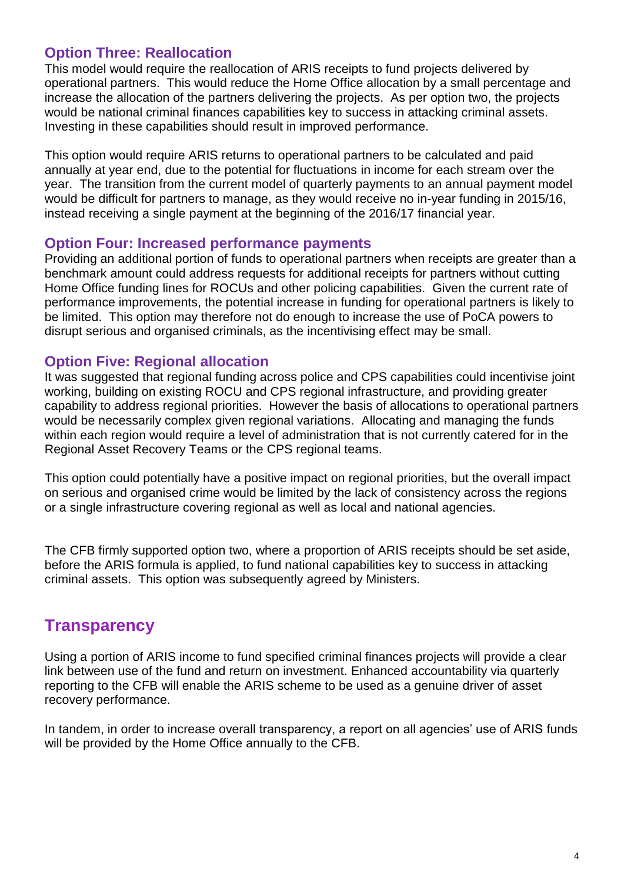### Option Three: Reallocation

This model would require the reallocation of ARIS receipts to fund projects delivered by operational partners. This would reduce the Home Office allocation by a small percentage and increase the allocation of the partners delivering the projects. As per option two, the projects would be national criminal finances capabilities key to success in attacking criminal assets. Investing in these capabilities should result in improved performance.

This option would require ARIS returns to operational partners to be calculated and paid annually at year end, due to the potential for fluctuations in income for each stream over the year. The transition from the current model of quarterly payments to an annual payment model would be difficult for partners to manage, as they would receive no in-year funding in 2015/16, instead receiving a single payment at the beginning of the 2016/17 financial year.

### Option Four: Increased performance payments

Providing an additional portion of funds to operational partners when receipts are greater than a benchmark amount could address requests for additional receipts for partners without cutting Home Office funding lines for ROCUs and other policing capabilities. Given the current rate of performance improvements, the potential increase in funding for operational partners is likely to be limited. This option may therefore not do enough to increase the use of PoCA powers to disrupt serious and organised criminals, as the incentivising effect may be small.

### Option Five: Regional allocation

It was suggested that regional funding across police and CPS capabilities could incentivise joint working, building on existing ROCU and CPS regional infrastructure, and providing greater capability to address regional priorities. However the basis of allocations to operational partners would be necessarily complex given regional variations. Allocating and managing the funds within each region would require a level of administration that is not currently catered for in the Regional Asset Recovery Teams or the CPS regional teams.

This option could potentially have a positive impact on regional priorities, but the overall impact on serious and organised crime would be limited by the lack of consistency across the regions or a single infrastructure covering regional as well as local and national agencies.

The CFB firmly supported option two, where a proportion of ARIS receipts should be set aside, before the ARIS formula is applied, to fund national capabilities key to success in attacking criminal assets. This option was subsequently agreed by Ministers.

## Transparency

Using a portion of ARIS income to fund specified criminal finances projects will provide a clear link between use of the fund and return on investment. Enhanced accountability via quarterly reporting to the CFB will enable the ARIS scheme to be used as a genuine driver of asset recovery performance.

In tandem, in order to increase overall transparency, a report on all agencies' use of ARIS funds will be provided by the Home Office annually to the CFB.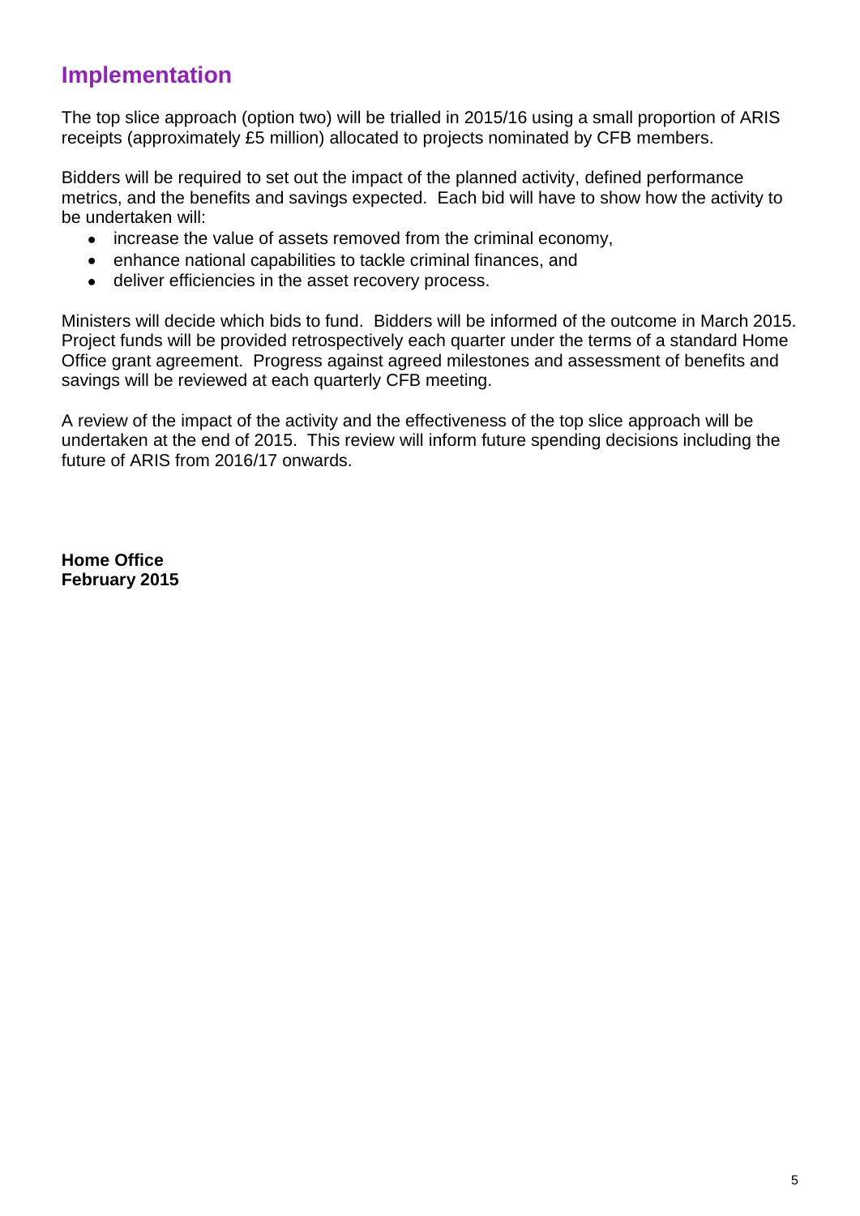## Implementation

The top slice approach (option two) will be trialled in 2015/16 using a small proportion of ARIS receipts (approximately £5 million) allocated to projects nominated by CFB members.

Bidders will be required to set out the impact of the planned activity, defined performance metrics, and the benefits and savings expected. Each bid will have to show how the activity to be undertaken will:

- increase the value of assets removed from the criminal economy,
- enhance national capabilities to tackle criminal finances, and
- deliver efficiencies in the asset recovery process.

Ministers will decide which bids to fund. Bidders will be informed of the outcome in March 2015. Project funds will be provided retrospectively each quarter under the terms of a standard Home Office grant agreement. Progress against agreed milestones and assessment of benefits and savings will be reviewed at each quarterly CFB meeting.

A review of the impact of the activity and the effectiveness of the top slice approach will be undertaken at the end of 2015. This review will inform future spending decisions including the future of ARIS from 2016/17 onwards.

**Home Office**
**February 2015**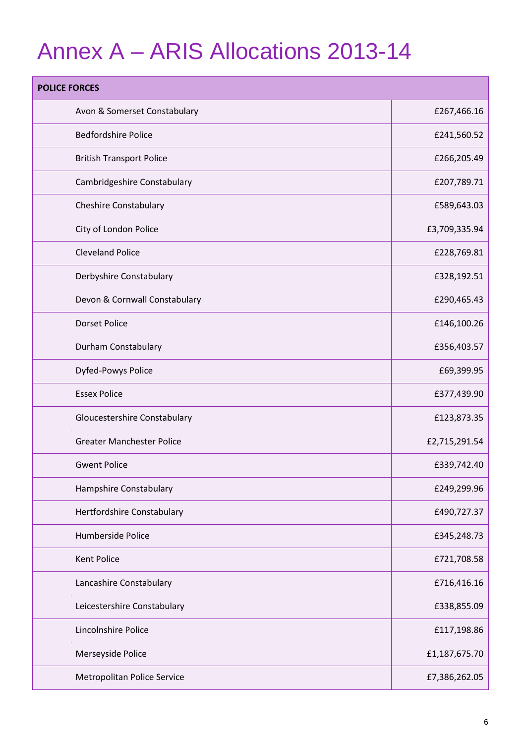# Annex A – ARIS Allocations 2013-14

| POLICE FORCES | |
|---|---|
| Avon & Somerset Constabulary | £267,466.16 |
| Bedfordshire Police | £241,560.52 |
| British Transport Police | £266,205.49 |
| Cambridgeshire Constabulary | £207,789.71 |
| Cheshire Constabulary | £589,643.03 |
| City of London Police | £3,709,335.94 |
| Cleveland Police | £228,769.81 |
| Derbyshire Constabulary | £328,192.51 |
| Devon & Cornwall Constabulary | £290,465.43 |
| Dorset Police | £146,100.26 |
| Durham Constabulary | £356,403.57 |
| Dyfed-Powys Police | £69,399.95 |
| Essex Police | £377,439.90 |
| Gloucestershire Constabulary | £123,873.35 |
| Greater Manchester Police | £2,715,291.54 |
| Gwent Police | £339,742.40 |
| Hampshire Constabulary | £249,299.96 |
| Hertfordshire Constabulary | £490,727.37 |
| Humberside Police | £345,248.73 |
| Kent Police | £721,708.58 |
| Lancashire Constabulary | £716,416.16 |
| Leicestershire Constabulary | £338,855.09 |
| Lincolnshire Police | £117,198.86 |
| Merseyside Police | £1,187,675.70 |
| Metropolitan Police Service | £7,386,262.05 |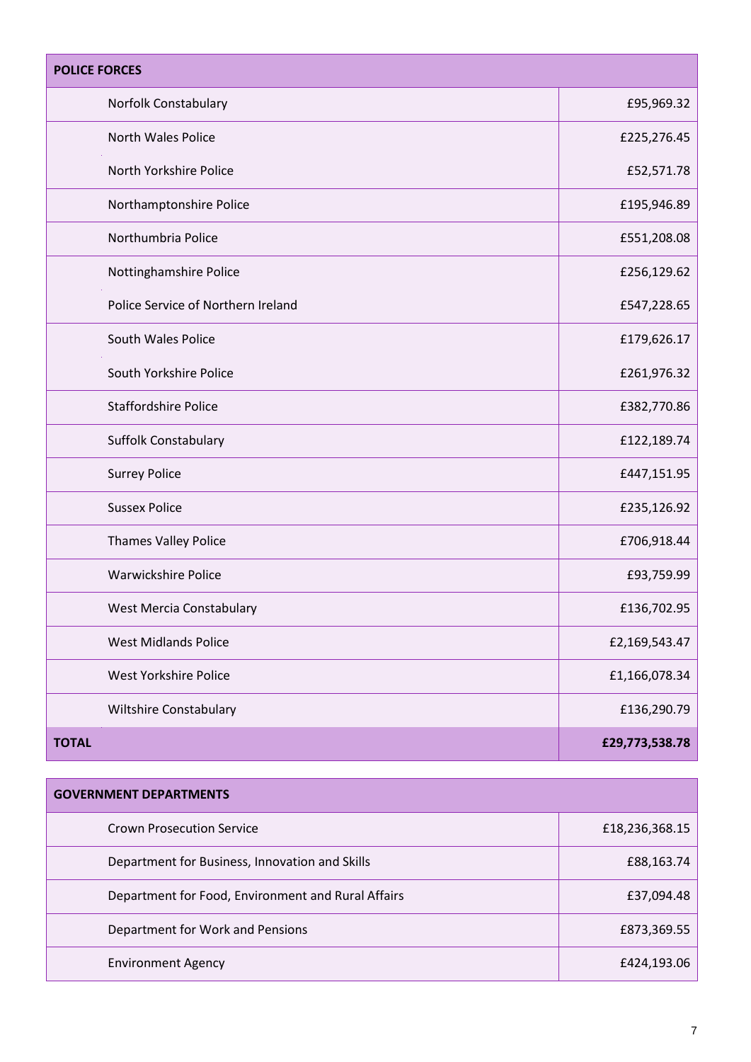| POLICE FORCES | |
|---|---|
| Norfolk Constabulary | £95,969.32 |
| North Wales Police | £225,276.45 |
| North Yorkshire Police | £52,571.78 |
| Northamptonshire Police | £195,946.89 |
| Northumbria Police | £551,208.08 |
| Nottinghamshire Police | £256,129.62 |
| Police Service of Northern Ireland | £547,228.65 |
| South Wales Police | £179,626.17 |
| South Yorkshire Police | £261,976.32 |
| Staffordshire Police | £382,770.86 |
| Suffolk Constabulary | £122,189.74 |
| Surrey Police | £447,151.95 |
| Sussex Police | £235,126.92 |
| Thames Valley Police | £706,918.44 |
| Warwickshire Police | £93,759.99 |
| West Mercia Constabulary | £136,702.95 |
| West Midlands Police | £2,169,543.47 |
| West Yorkshire Police | £1,166,078.34 |
| Wiltshire Constabulary | £136,290.79 |
| **TOTAL** | **£29,773,538.78** |

| GOVERNMENT DEPARTMENTS | |
|---|---|
| Crown Prosecution Service | £18,236,368.15 |
| Department for Business, Innovation and Skills | £88,163.74 |
| Department for Food, Environment and Rural Affairs | £37,094.48 |
| Department for Work and Pensions | £873,369.55 |
| Environment Agency | £424,193.06 |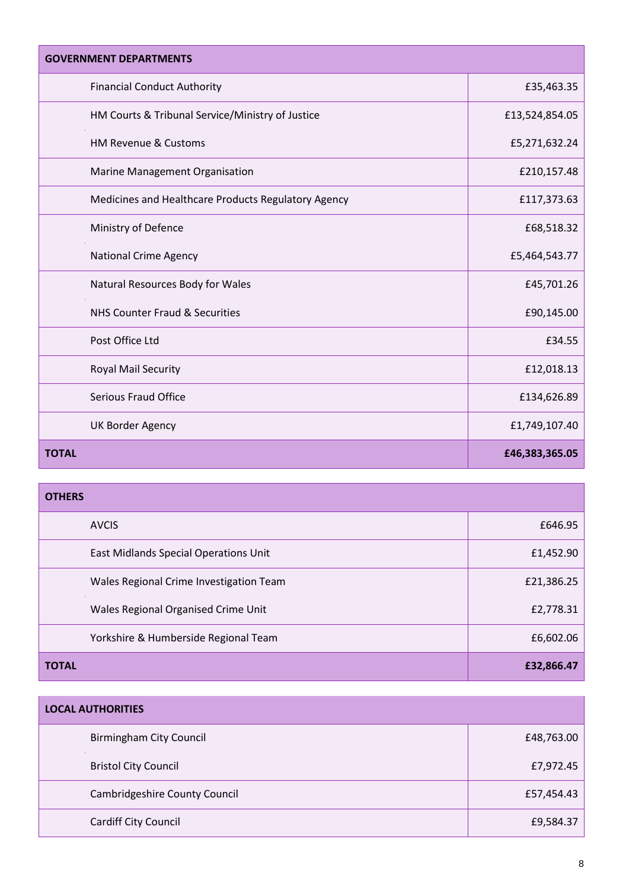| GOVERNMENT DEPARTMENTS | |
|---|---|
| Financial Conduct Authority | £35,463.35 |
| HM Courts & Tribunal Service/Ministry of Justice | £13,524,854.05 |
| HM Revenue & Customs | £5,271,632.24 |
| Marine Management Organisation | £210,157.48 |
| Medicines and Healthcare Products Regulatory Agency | £117,373.63 |
| Ministry of Defence | £68,518.32 |
| National Crime Agency | £5,464,543.77 |
| Natural Resources Body for Wales | £45,701.26 |
| NHS Counter Fraud & Securities | £90,145.00 |
| Post Office Ltd | £34.55 |
| Royal Mail Security | £12,018.13 |
| Serious Fraud Office | £134,626.89 |
| UK Border Agency | £1,749,107.40 |
| **TOTAL** | **£46,383,365.05** |

| OTHERS | |
|---|---|
| AVCIS | £646.95 |
| East Midlands Special Operations Unit | £1,452.90 |
| Wales Regional Crime Investigation Team | £21,386.25 |
| Wales Regional Organised Crime Unit | £2,778.31 |
| Yorkshire & Humberside Regional Team | £6,602.06 |
| **TOTAL** | **£32,866.47** |

| LOCAL AUTHORITIES | |
|---|---|
| Birmingham City Council | £48,763.00 |
| Bristol City Council | £7,972.45 |
| Cambridgeshire County Council | £57,454.43 |
| Cardiff City Council | £9,584.37 |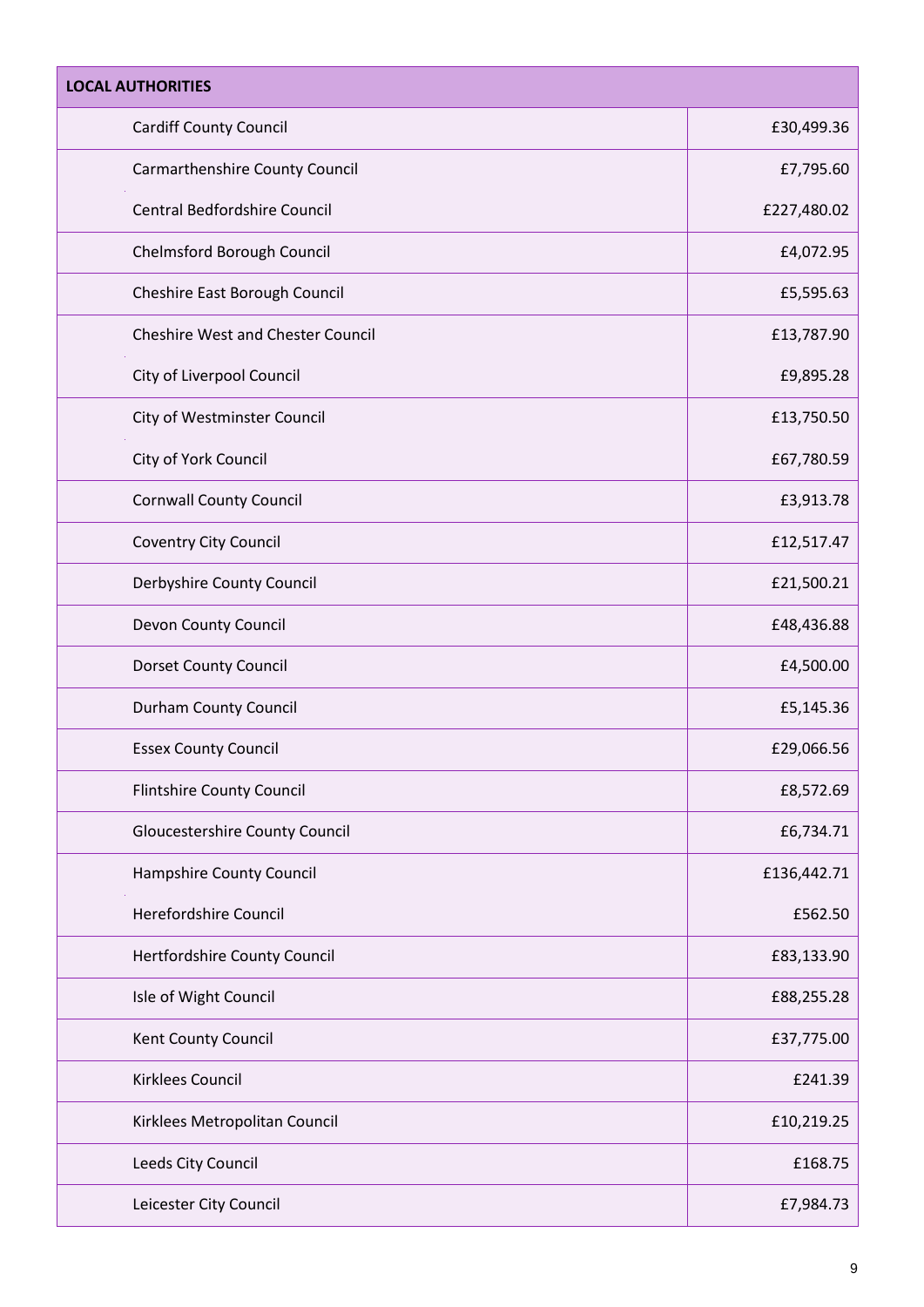| LOCAL AUTHORITIES | |
|---|---|
| Cardiff County Council | £30,499.36 |
| Carmarthenshire County Council | £7,795.60 |
| Central Bedfordshire Council | £227,480.02 |
| Chelmsford Borough Council | £4,072.95 |
| Cheshire East Borough Council | £5,595.63 |
| Cheshire West and Chester Council | £13,787.90 |
| City of Liverpool Council | £9,895.28 |
| City of Westminster Council | £13,750.50 |
| City of York Council | £67,780.59 |
| Cornwall County Council | £3,913.78 |
| Coventry City Council | £12,517.47 |
| Derbyshire County Council | £21,500.21 |
| Devon County Council | £48,436.88 |
| Dorset County Council | £4,500.00 |
| Durham County Council | £5,145.36 |
| Essex County Council | £29,066.56 |
| Flintshire County Council | £8,572.69 |
| Gloucestershire County Council | £6,734.71 |
| Hampshire County Council | £136,442.71 |
| Herefordshire Council | £562.50 |
| Hertfordshire County Council | £83,133.90 |
| Isle of Wight Council | £88,255.28 |
| Kent County Council | £37,775.00 |
| Kirklees Council | £241.39 |
| Kirklees Metropolitan Council | £10,219.25 |
| Leeds City Council | £168.75 |
| Leicester City Council | £7,984.73 |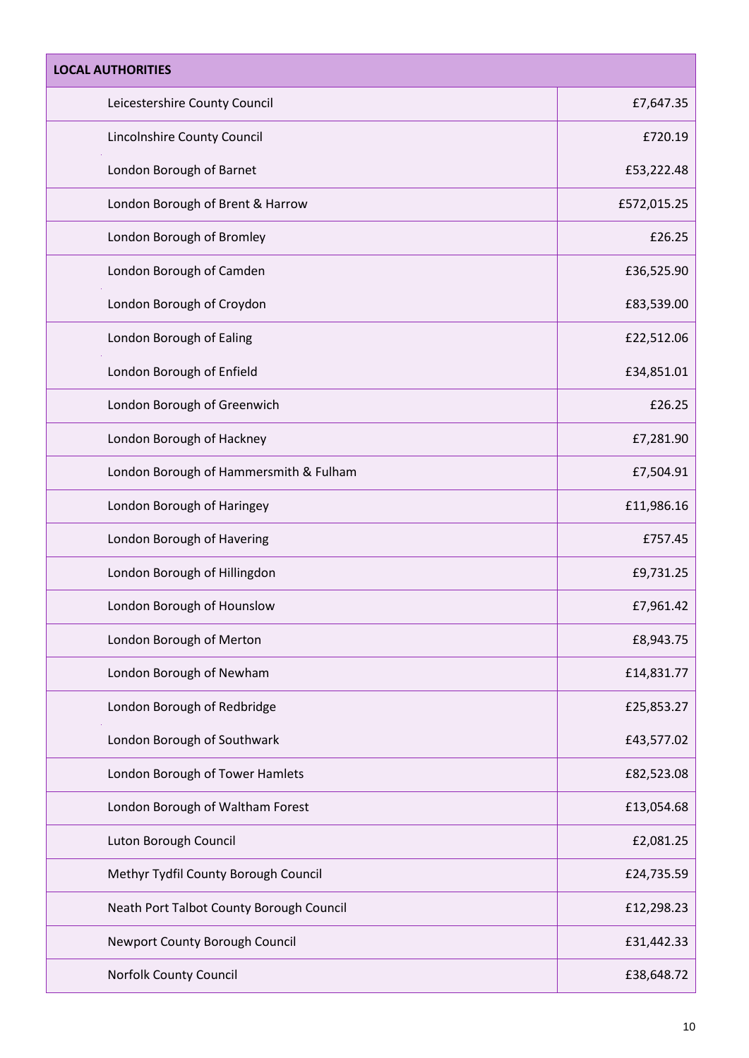| LOCAL AUTHORITIES | |
|---|---|
| Leicestershire County Council | £7,647.35 |
| Lincolnshire County Council | £720.19 |
| London Borough of Barnet | £53,222.48 |
| London Borough of Brent & Harrow | £572,015.25 |
| London Borough of Bromley | £26.25 |
| London Borough of Camden | £36,525.90 |
| London Borough of Croydon | £83,539.00 |
| London Borough of Ealing | £22,512.06 |
| London Borough of Enfield | £34,851.01 |
| London Borough of Greenwich | £26.25 |
| London Borough of Hackney | £7,281.90 |
| London Borough of Hammersmith & Fulham | £7,504.91 |
| London Borough of Haringey | £11,986.16 |
| London Borough of Havering | £757.45 |
| London Borough of Hillingdon | £9,731.25 |
| London Borough of Hounslow | £7,961.42 |
| London Borough of Merton | £8,943.75 |
| London Borough of Newham | £14,831.77 |
| London Borough of Redbridge | £25,853.27 |
| London Borough of Southwark | £43,577.02 |
| London Borough of Tower Hamlets | £82,523.08 |
| London Borough of Waltham Forest | £13,054.68 |
| Luton Borough Council | £2,081.25 |
| Methyr Tydfil County Borough Council | £24,735.59 |
| Neath Port Talbot County Borough Council | £12,298.23 |
| Newport County Borough Council | £31,442.33 |
| Norfolk County Council | £38,648.72 |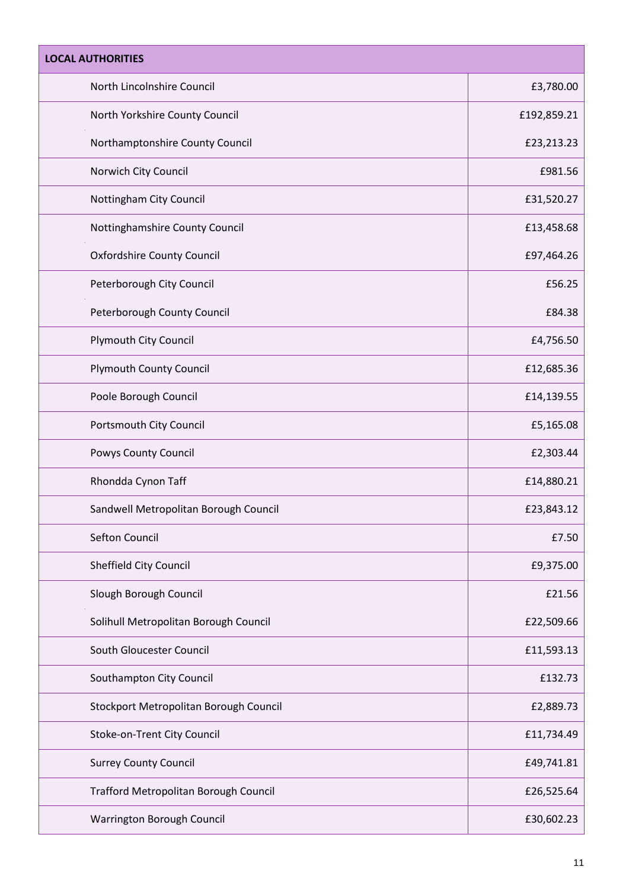| LOCAL AUTHORITIES | |
|---|---|
| North Lincolnshire Council | £3,780.00 |
| North Yorkshire County Council | £192,859.21 |
| Northamptonshire County Council | £23,213.23 |
| Norwich City Council | £981.56 |
| Nottingham City Council | £31,520.27 |
| Nottinghamshire County Council | £13,458.68 |
| Oxfordshire County Council | £97,464.26 |
| Peterborough City Council | £56.25 |
| Peterborough County Council | £84.38 |
| Plymouth City Council | £4,756.50 |
| Plymouth County Council | £12,685.36 |
| Poole Borough Council | £14,139.55 |
| Portsmouth City Council | £5,165.08 |
| Powys County Council | £2,303.44 |
| Rhondda Cynon Taff | £14,880.21 |
| Sandwell Metropolitan Borough Council | £23,843.12 |
| Sefton Council | £7.50 |
| Sheffield City Council | £9,375.00 |
| Slough Borough Council | £21.56 |
| Solihull Metropolitan Borough Council | £22,509.66 |
| South Gloucester Council | £11,593.13 |
| Southampton City Council | £132.73 |
| Stockport Metropolitan Borough Council | £2,889.73 |
| Stoke-on-Trent City Council | £11,734.49 |
| Surrey County Council | £49,741.81 |
| Trafford Metropolitan Borough Council | £26,525.64 |
| Warrington Borough Council | £30,602.23 |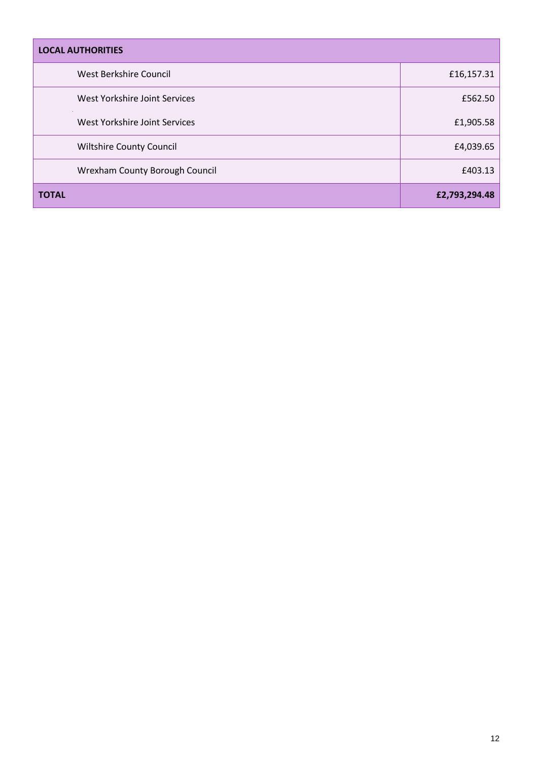| LOCAL AUTHORITIES | |
| --- | --- |
| West Berkshire Council | £16,157.31 |
| West Yorkshire Joint Services | £562.50 |
| West Yorkshire Joint Services | £1,905.58 |
| Wiltshire County Council | £4,039.65 |
| Wrexham County Borough Council | £403.13 |
| **TOTAL** | **£2,793,294.48** |